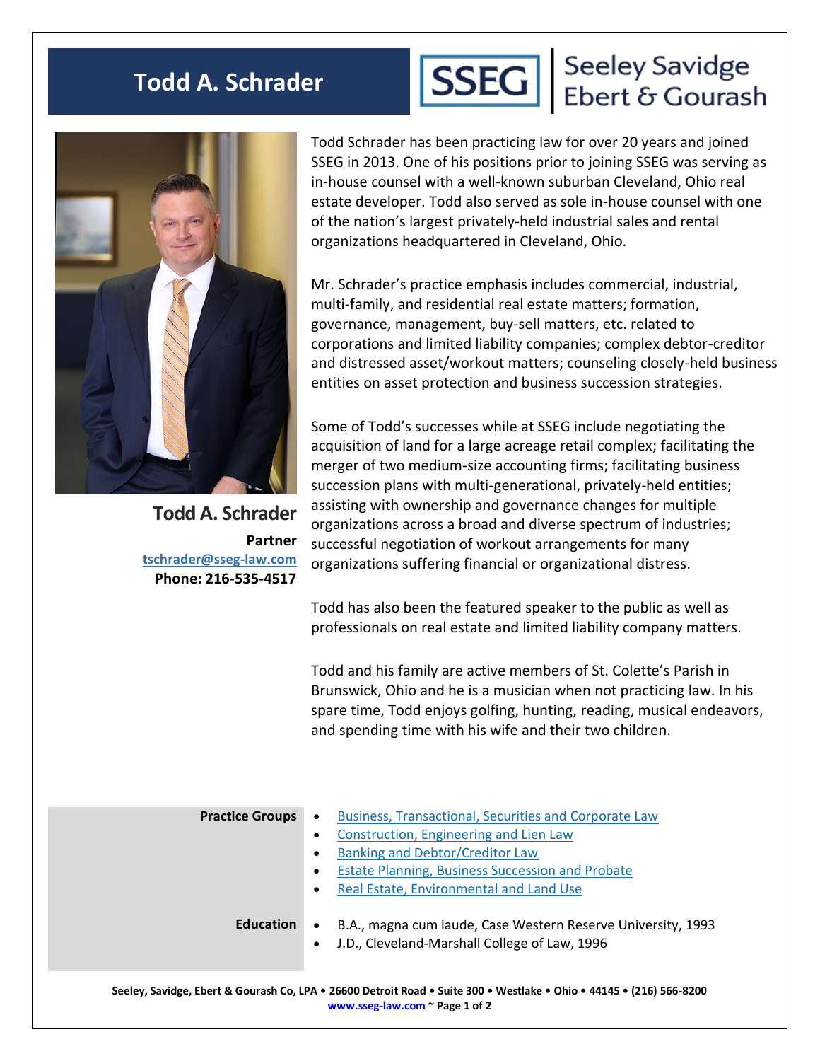# Todd A. Schrader

**Seeley Savidge Ebert & Gourash**

## Todd A. Schrader

**Partner**
[tschrader@sseg-law.com](mailto:tschrader@sseg-law.com)
**Phone: 216-535-4517**

Todd Schrader has been practicing law for over 20 years and joined SSEG in 2013. One of his positions prior to joining SSEG was serving as in-house counsel with a well-known suburban Cleveland, Ohio real estate developer. Todd also served as sole in-house counsel with one of the nation's largest privately-held industrial sales and rental organizations headquartered in Cleveland, Ohio.

Mr. Schrader's practice emphasis includes commercial, industrial, multi-family, and residential real estate matters; formation, governance, management, buy-sell matters, etc. related to corporations and limited liability companies; complex debtor-creditor and distressed asset/workout matters; counseling closely-held business entities on asset protection and business succession strategies.

Some of Todd's successes while at SSEG include negotiating the acquisition of land for a large acreage retail complex; facilitating the merger of two medium-size accounting firms; facilitating business succession plans with multi-generational, privately-held entities; assisting with ownership and governance changes for multiple organizations across a broad and diverse spectrum of industries; successful negotiation of workout arrangements for many organizations suffering financial or organizational distress.

Todd has also been the featured speaker to the public as well as professionals on real estate and limited liability company matters.

Todd and his family are active members of St. Colette's Parish in Brunswick, Ohio and he is a musician when not practicing law. In his spare time, Todd enjoys golfing, hunting, reading, musical endeavors, and spending time with his wife and their two children.

**Practice Groups**

- Business, Transactional, Securities and Corporate Law
- Construction, Engineering and Lien Law
- Banking and Debtor/Creditor Law
- Estate Planning, Business Succession and Probate
- Real Estate, Environmental and Land Use

**Education**

- B.A., magna cum laude, Case Western Reserve University, 1993
- J.D., Cleveland-Marshall College of Law, 1996

**Seeley, Savidge, Ebert & Gourash Co, LPA • 26600 Detroit Road • Suite 300 • Westlake • Ohio • 44145 • (216) 566-8200**
**www.sseg-law.com**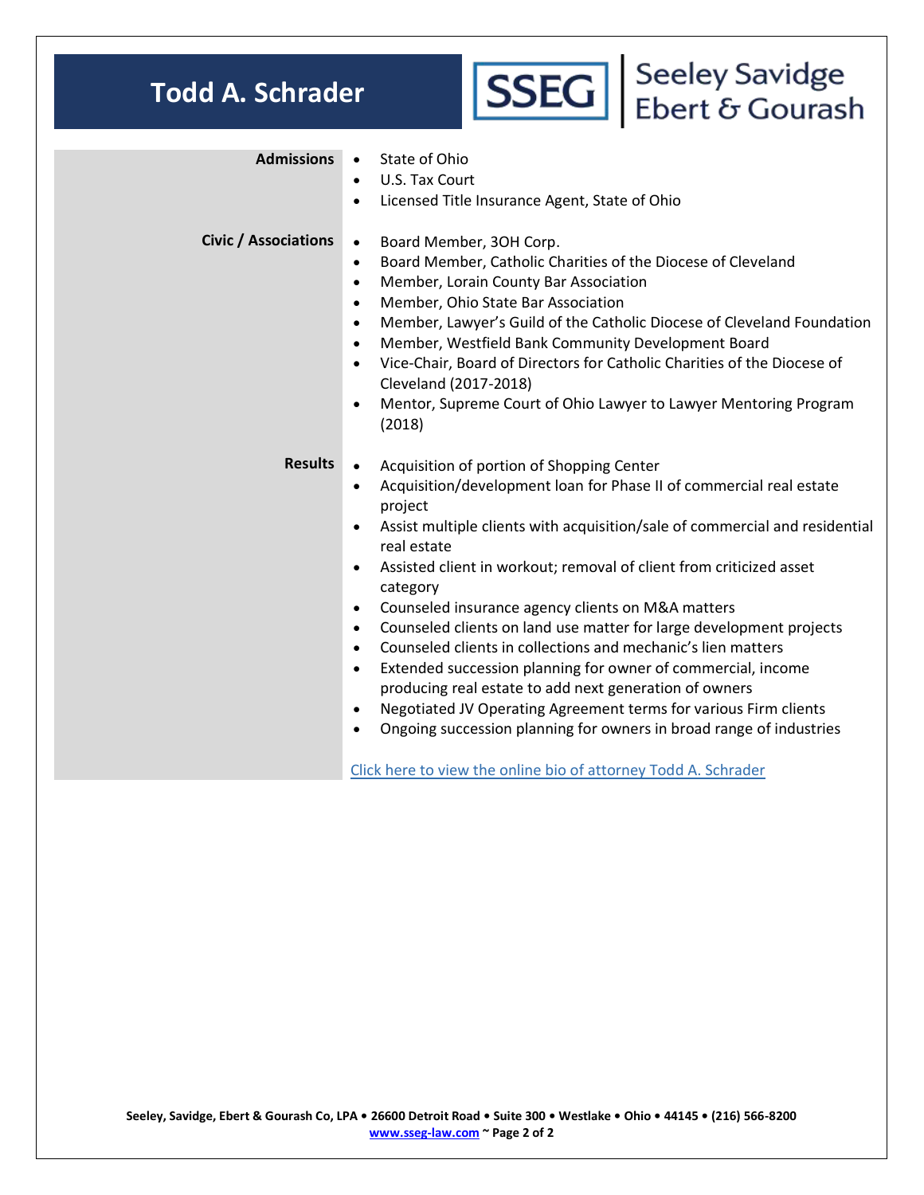# Todd A. Schrader

**Admissions**

- State of Ohio
- U.S. Tax Court
- Licensed Title Insurance Agent, State of Ohio

**Civic / Associations**

- Board Member, 3OH Corp.
- Board Member, Catholic Charities of the Diocese of Cleveland
- Member, Lorain County Bar Association
- Member, Ohio State Bar Association
- Member, Lawyer's Guild of the Catholic Diocese of Cleveland Foundation
- Member, Westfield Bank Community Development Board
- Vice-Chair, Board of Directors for Catholic Charities of the Diocese of Cleveland (2017-2018)
- Mentor, Supreme Court of Ohio Lawyer to Lawyer Mentoring Program (2018)

**Results**

- Acquisition of portion of Shopping Center
- Acquisition/development loan for Phase II of commercial real estate project
- Assist multiple clients with acquisition/sale of commercial and residential real estate
- Assisted client in workout; removal of client from criticized asset category
- Counseled insurance agency clients on M&A matters
- Counseled clients on land use matter for large development projects
- Counseled clients in collections and mechanic's lien matters
- Extended succession planning for owner of commercial, income producing real estate to add next generation of owners
- Negotiated JV Operating Agreement terms for various Firm clients
- Ongoing succession planning for owners in broad range of industries

Click here to view the online bio of attorney Todd A. Schrader

**Seeley, Savidge, Ebert & Gourash Co, LPA • 26600 Detroit Road • Suite 300 • Westlake • Ohio • 44145 • (216) 566-8200**
**www.sseg-law.com**